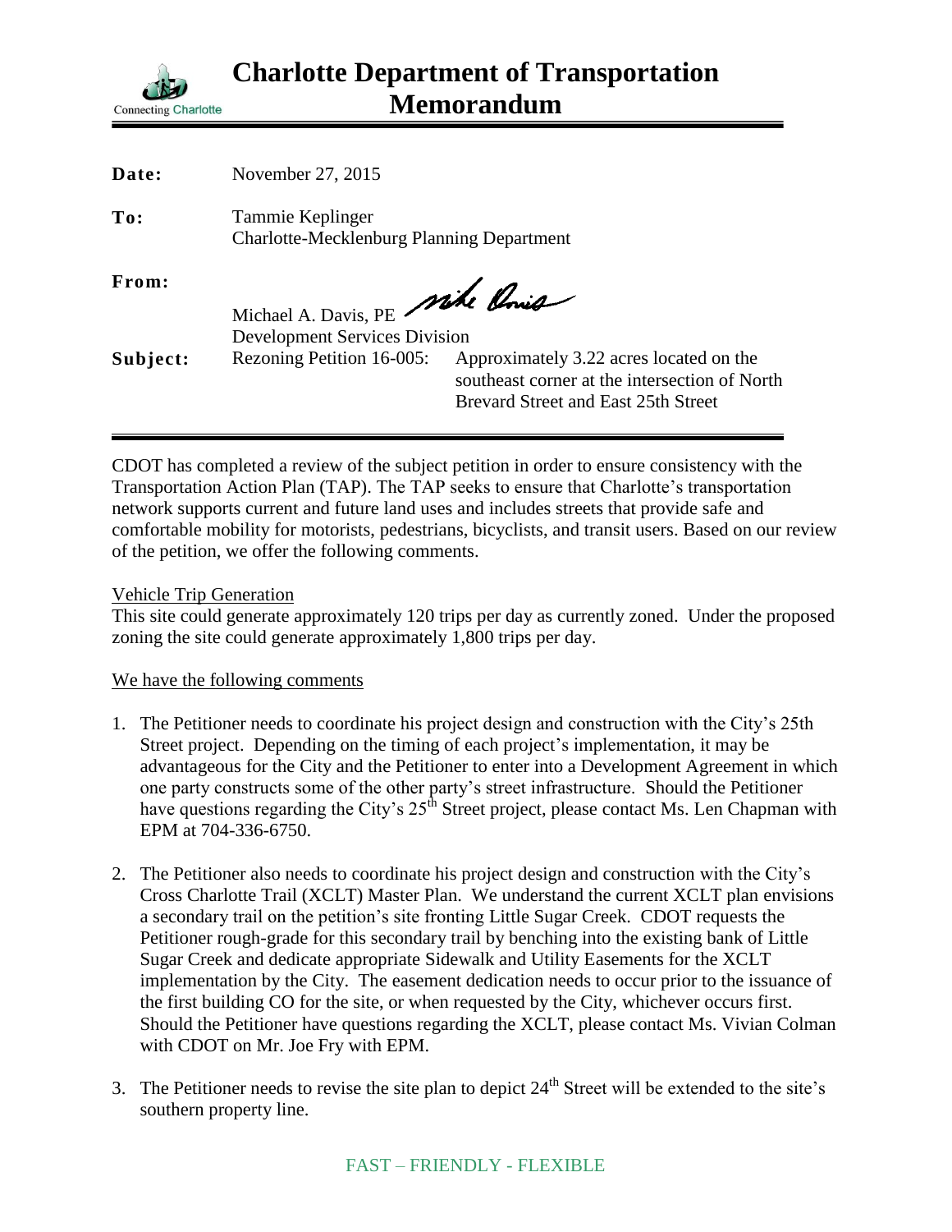# Charlotte Department of Transportation Memorandum

Connecting Charlotte

**Date:** November 27, 2015

**To:** Tammie Keplinger
Charlotte-Mecklenburg Planning Department

**From:** Michael A. Davis, PE
Development Services Division

**Subject:** Rezoning Petition 16-005: Approximately 3.22 acres located on the southeast corner at the intersection of North Brevard Street and East 25th Street

---

CDOT has completed a review of the subject petition in order to ensure consistency with the Transportation Action Plan (TAP). The TAP seeks to ensure that Charlotte's transportation network supports current and future land uses and includes streets that provide safe and comfortable mobility for motorists, pedestrians, bicyclists, and transit users. Based on our review of the petition, we offer the following comments.

Vehicle Trip Generation

This site could generate approximately 120 trips per day as currently zoned. Under the proposed zoning the site could generate approximately 1,800 trips per day.

We have the following comments

1. The Petitioner needs to coordinate his project design and construction with the City's 25th Street project. Depending on the timing of each project's implementation, it may be advantageous for the City and the Petitioner to enter into a Development Agreement in which one party constructs some of the other party's street infrastructure. Should the Petitioner have questions regarding the City's 25th Street project, please contact Ms. Len Chapman with EPM at 704-336-6750.

2. The Petitioner also needs to coordinate his project design and construction with the City's Cross Charlotte Trail (XCLT) Master Plan. We understand the current XCLT plan envisions a secondary trail on the petition's site fronting Little Sugar Creek. CDOT requests the Petitioner rough-grade for this secondary trail by benching into the existing bank of Little Sugar Creek and dedicate appropriate Sidewalk and Utility Easements for the XCLT implementation by the City. The easement dedication needs to occur prior to the issuance of the first building CO for the site, or when requested by the City, whichever occurs first. Should the Petitioner have questions regarding the XCLT, please contact Ms. Vivian Colman with CDOT on Mr. Joe Fry with EPM.

3. The Petitioner needs to revise the site plan to depict 24th Street will be extended to the site's southern property line.

FAST – FRIENDLY - FLEXIBLE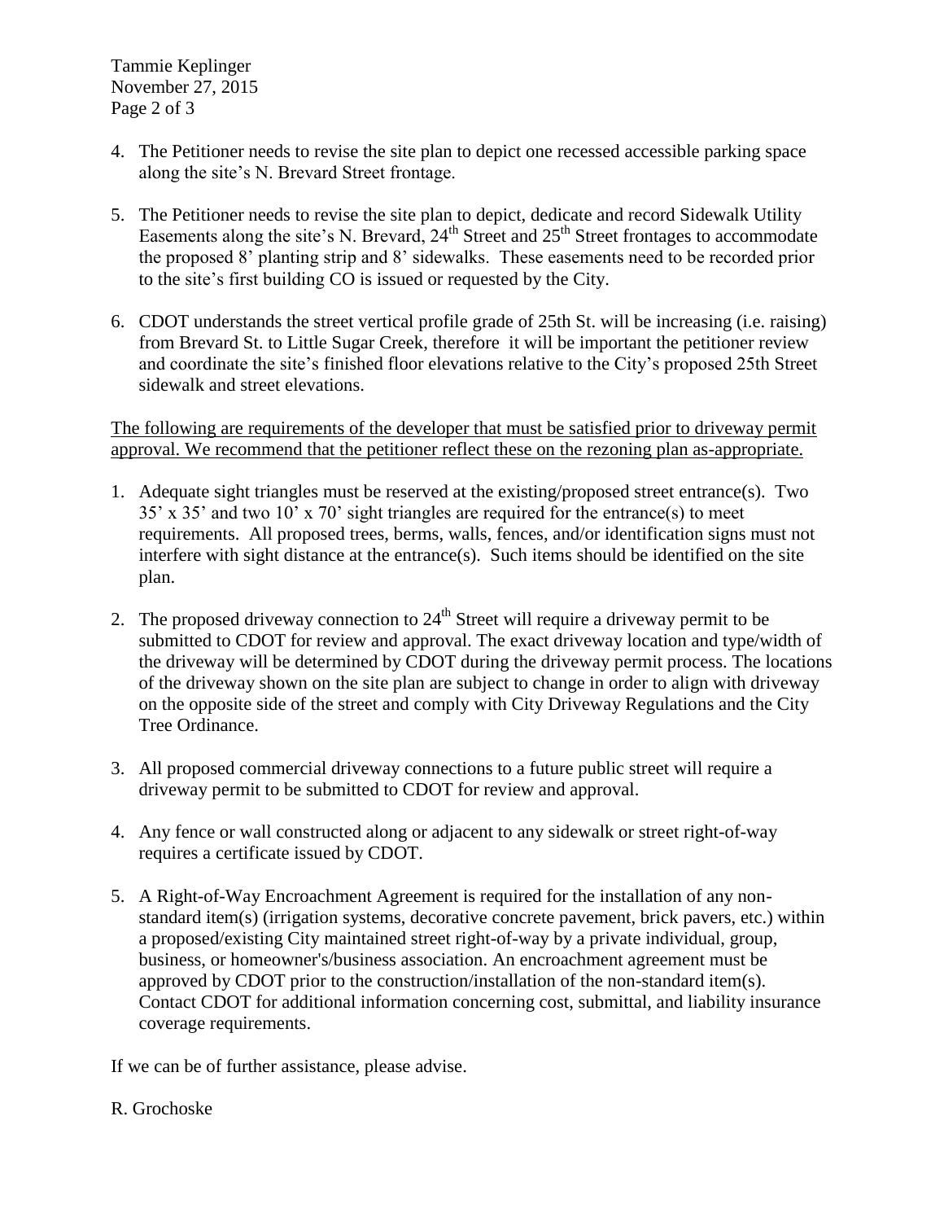4. The Petitioner needs to revise the site plan to depict one recessed accessible parking space along the site's N. Brevard Street frontage.

5. The Petitioner needs to revise the site plan to depict, dedicate and record Sidewalk Utility Easements along the site's N. Brevard, 24th Street and 25th Street frontages to accommodate the proposed 8' planting strip and 8' sidewalks. These easements need to be recorded prior to the site's first building CO is issued or requested by the City.

6. CDOT understands the street vertical profile grade of 25th St. will be increasing (i.e. raising) from Brevard St. to Little Sugar Creek, therefore it will be important the petitioner review and coordinate the site's finished floor elevations relative to the City's proposed 25th Street sidewalk and street elevations.

<u>The following are requirements of the developer that must be satisfied prior to driveway permit approval. We recommend that the petitioner reflect these on the rezoning plan as-appropriate.</u>

1. Adequate sight triangles must be reserved at the existing/proposed street entrance(s). Two 35' x 35' and two 10' x 70' sight triangles are required for the entrance(s) to meet requirements. All proposed trees, berms, walls, fences, and/or identification signs must not interfere with sight distance at the entrance(s). Such items should be identified on the site plan.

2. The proposed driveway connection to 24th Street will require a driveway permit to be submitted to CDOT for review and approval. The exact driveway location and type/width of the driveway will be determined by CDOT during the driveway permit process. The locations of the driveway shown on the site plan are subject to change in order to align with driveway on the opposite side of the street and comply with City Driveway Regulations and the City Tree Ordinance.

3. All proposed commercial driveway connections to a future public street will require a driveway permit to be submitted to CDOT for review and approval.

4. Any fence or wall constructed along or adjacent to any sidewalk or street right-of-way requires a certificate issued by CDOT.

5. A Right-of-Way Encroachment Agreement is required for the installation of any non-standard item(s) (irrigation systems, decorative concrete pavement, brick pavers, etc.) within a proposed/existing City maintained street right-of-way by a private individual, group, business, or homeowner's/business association. An encroachment agreement must be approved by CDOT prior to the construction/installation of the non-standard item(s). Contact CDOT for additional information concerning cost, submittal, and liability insurance coverage requirements.

If we can be of further assistance, please advise.

R. Grochoske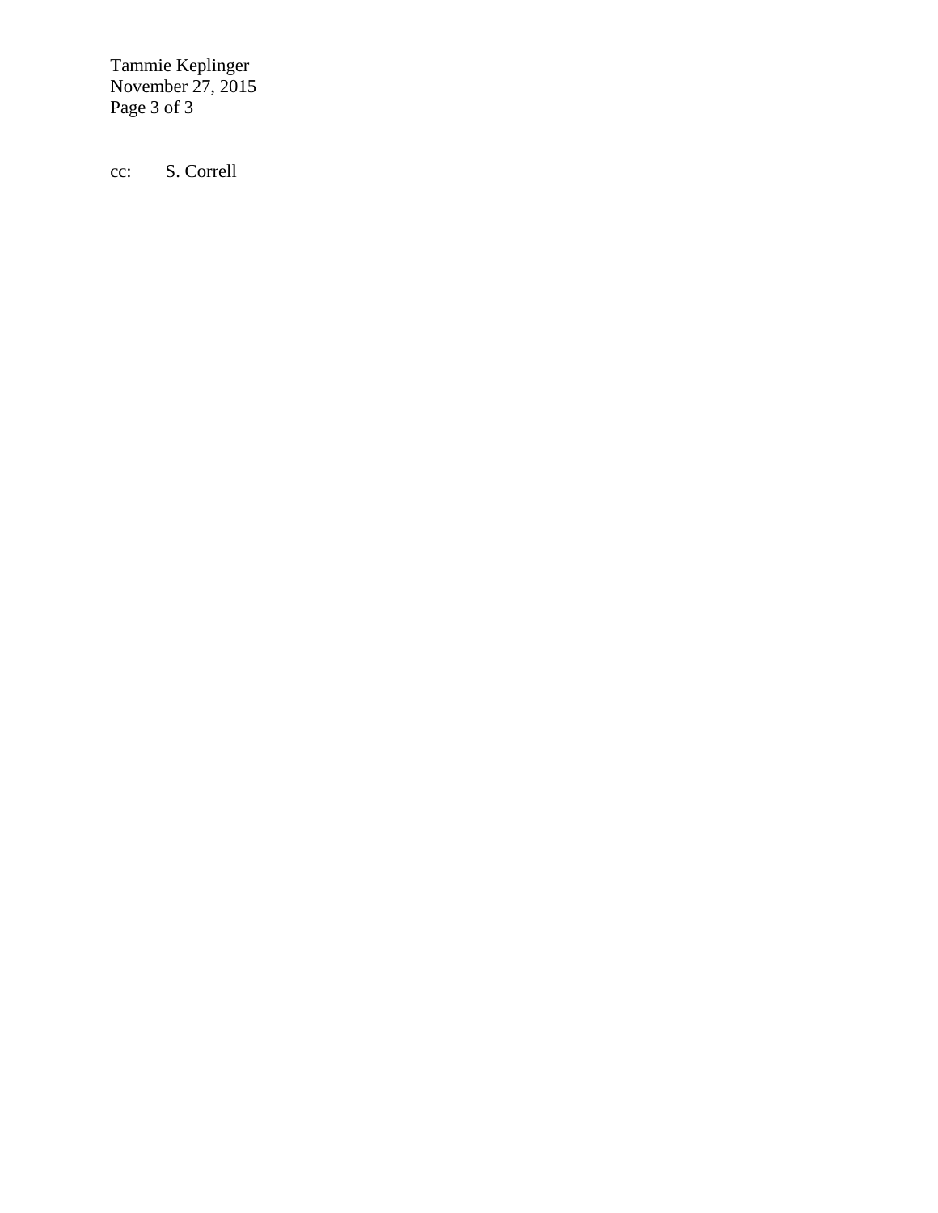cc: S. Correll